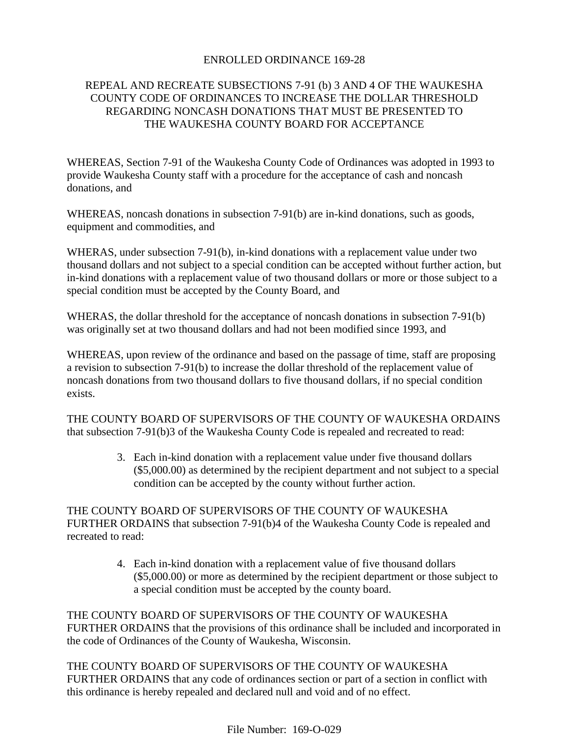# ENROLLED ORDINANCE 169-28

## REPEAL AND RECREATE SUBSECTIONS 7-91 (b) 3 AND 4 OF THE WAUKESHA COUNTY CODE OF ORDINANCES TO INCREASE THE DOLLAR THRESHOLD REGARDING NONCASH DONATIONS THAT MUST BE PRESENTED TO THE WAUKESHA COUNTY BOARD FOR ACCEPTANCE

WHEREAS, Section 7-91 of the Waukesha County Code of Ordinances was adopted in 1993 to provide Waukesha County staff with a procedure for the acceptance of cash and noncash donations, and

WHEREAS, noncash donations in subsection 7-91(b) are in-kind donations, such as goods, equipment and commodities, and

WHERAS, under subsection 7-91(b), in-kind donations with a replacement value under two thousand dollars and not subject to a special condition can be accepted without further action, but in-kind donations with a replacement value of two thousand dollars or more or those subject to a special condition must be accepted by the County Board, and

WHERAS, the dollar threshold for the acceptance of noncash donations in subsection 7-91(b) was originally set at two thousand dollars and had not been modified since 1993, and

WHEREAS, upon review of the ordinance and based on the passage of time, staff are proposing a revision to subsection 7-91(b) to increase the dollar threshold of the replacement value of noncash donations from two thousand dollars to five thousand dollars, if no special condition exists.

THE COUNTY BOARD OF SUPERVISORS OF THE COUNTY OF WAUKESHA ORDAINS that subsection 7-91(b)3 of the Waukesha County Code is repealed and recreated to read:

> 3. Each in-kind donation with a replacement value under five thousand dollars ($5,000.00) as determined by the recipient department and not subject to a special condition can be accepted by the county without further action.

THE COUNTY BOARD OF SUPERVISORS OF THE COUNTY OF WAUKESHA FURTHER ORDAINS that subsection 7-91(b)4 of the Waukesha County Code is repealed and recreated to read:

> 4. Each in-kind donation with a replacement value of five thousand dollars ($5,000.00) or more as determined by the recipient department or those subject to a special condition must be accepted by the county board.

THE COUNTY BOARD OF SUPERVISORS OF THE COUNTY OF WAUKESHA FURTHER ORDAINS that the provisions of this ordinance shall be included and incorporated in the code of Ordinances of the County of Waukesha, Wisconsin.

THE COUNTY BOARD OF SUPERVISORS OF THE COUNTY OF WAUKESHA FURTHER ORDAINS that any code of ordinances section or part of a section in conflict with this ordinance is hereby repealed and declared null and void and of no effect.

File Number: 169-O-029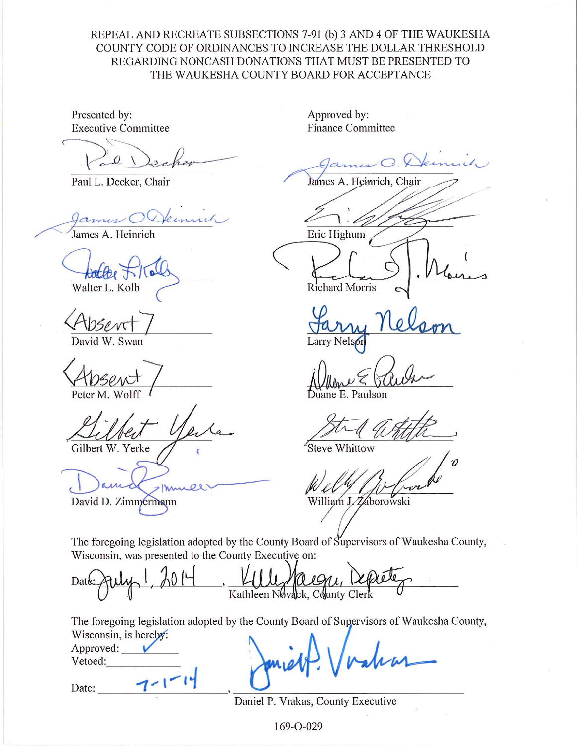REPEAL AND RECREATE SUBSECTIONS 7-91 (b) 3 AND 4 OF THE WAUKESHA COUNTY CODE OF ORDINANCES TO INCREASE THE DOLLAR THRESHOLD REGARDING NONCASH DONATIONS THAT MUST BE PRESENTED TO THE WAUKESHA COUNTY BOARD FOR ACCEPTANCE

Presented by:
Executive Committee

Paul L. Decker, Chair

James A. Heinrich

Walter L. Kolb

<Absent>
David W. Swan

<Absent>
Peter M. Wolff

Gilbert W. Yerke

David D. Zimmermann

Approved by:
Finance Committee

James A. Heinrich, Chair

Eric Highum

Richard Morris

Larry Nelson

Duane E. Paulson

Steve Whittow

William J. Zaborowski

The foregoing legislation adopted by the County Board of Supervisors of Waukesha County, Wisconsin, was presented to the County Executive on:

Date: July 1, 2014, Kelly Yaeger, Deputy
Kathleen Novack, County Clerk

The foregoing legislation adopted by the County Board of Supervisors of Waukesha County, Wisconsin, is hereby:
Approved: ✓
Vetoed: ______

Date: 7-1-14, Daniel P. Vrakas
Daniel P. Vrakas, County Executive

169-O-029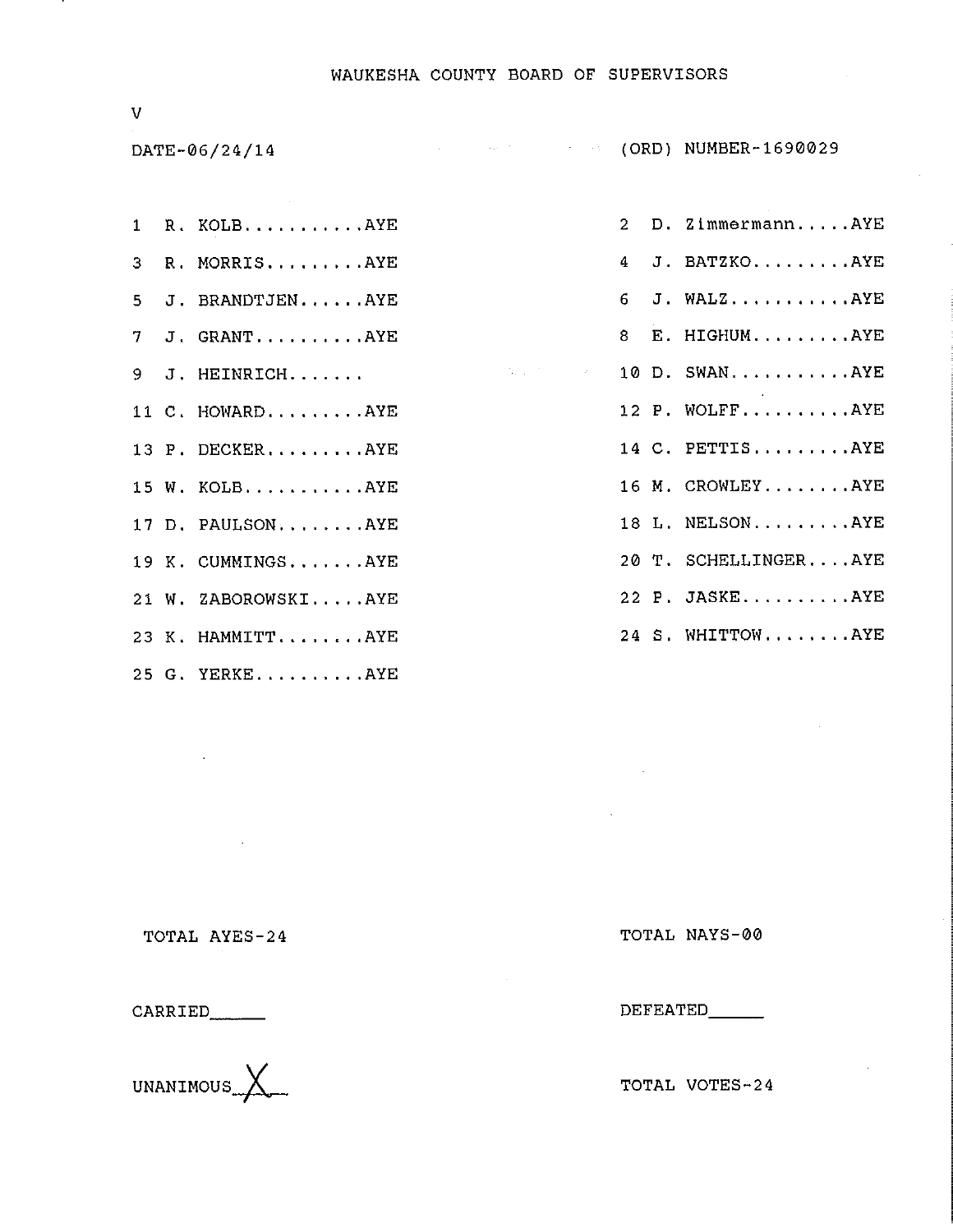# WAUKESHA COUNTY BOARD OF SUPERVISORS

V

DATE-06/24/14

(ORD) NUMBER-1690029

1 R. KOLB...........AYE

2 D. Zimmermann.....AYE

3 R. MORRIS.........AYE

4 J. BATZKO.........AYE

5 J. BRANDTJEN......AYE

6 J. WALZ...........AYE

7 J. GRANT..........AYE

8 E. HIGHUM.........AYE

9 J. HEINRICH.......

10 D. SWAN...........AYE

11 C. HOWARD.........AYE

12 P. WOLFF..........AYE

13 P. DECKER.........AYE

14 C. PETTIS.........AYE

15 W. KOLB...........AYE

16 M. CROWLEY........AYE

17 D. PAULSON........AYE

18 L. NELSON.........AYE

19 K. CUMMINGS.......AYE

20 T. SCHELLINGER....AYE

21 W. ZABOROWSKI.....AYE

22 P. JASKE..........AYE

23 K. HAMMITT........AYE

24 S. WHITTOW........AYE

25 G. YERKE..........AYE

TOTAL AYES-24

TOTAL NAYS-00

CARRIED______

DEFEATED______

UNANIMOUS X

TOTAL VOTES-24